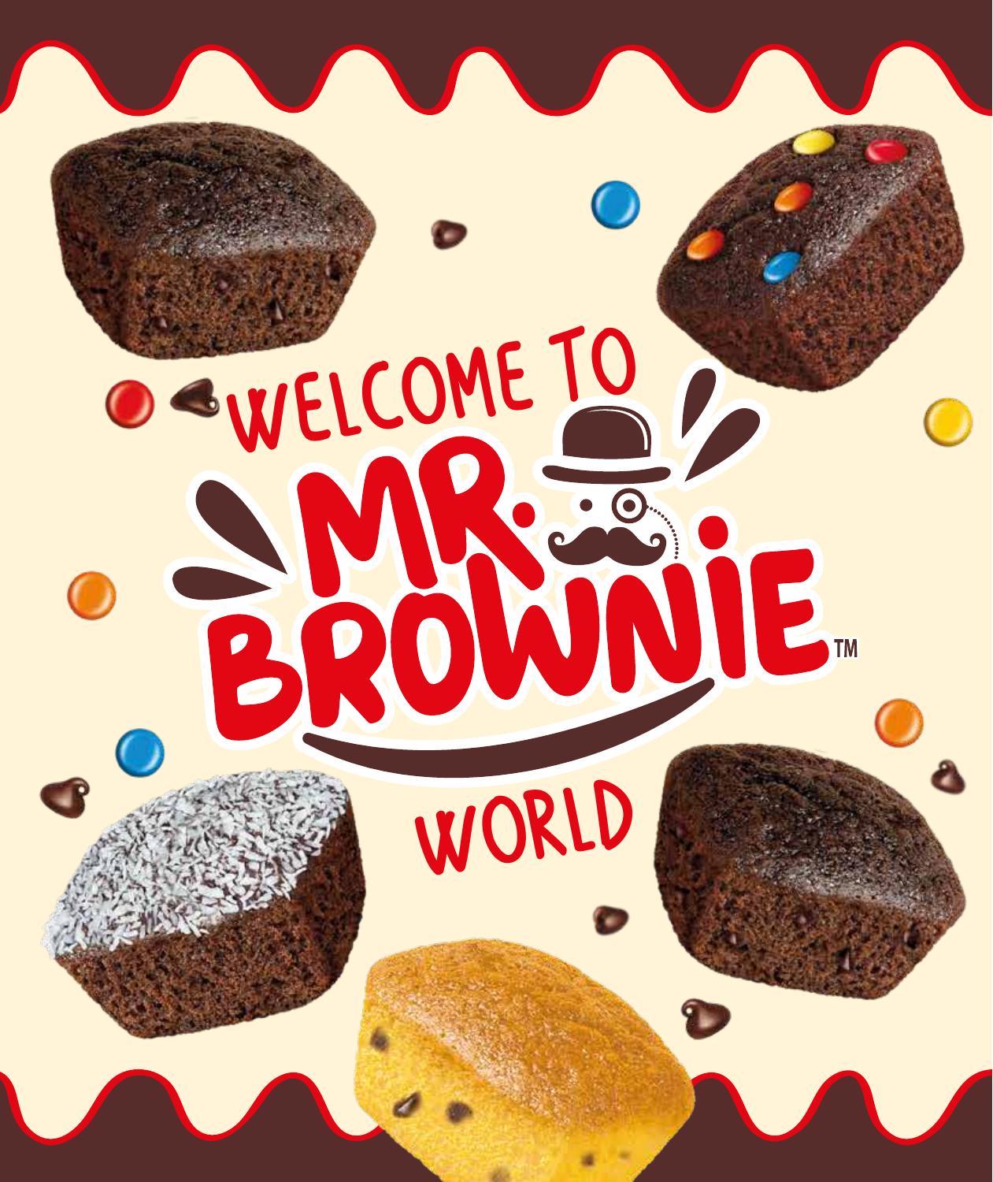# WELCOME TO MR. BROWNIE™ WORLD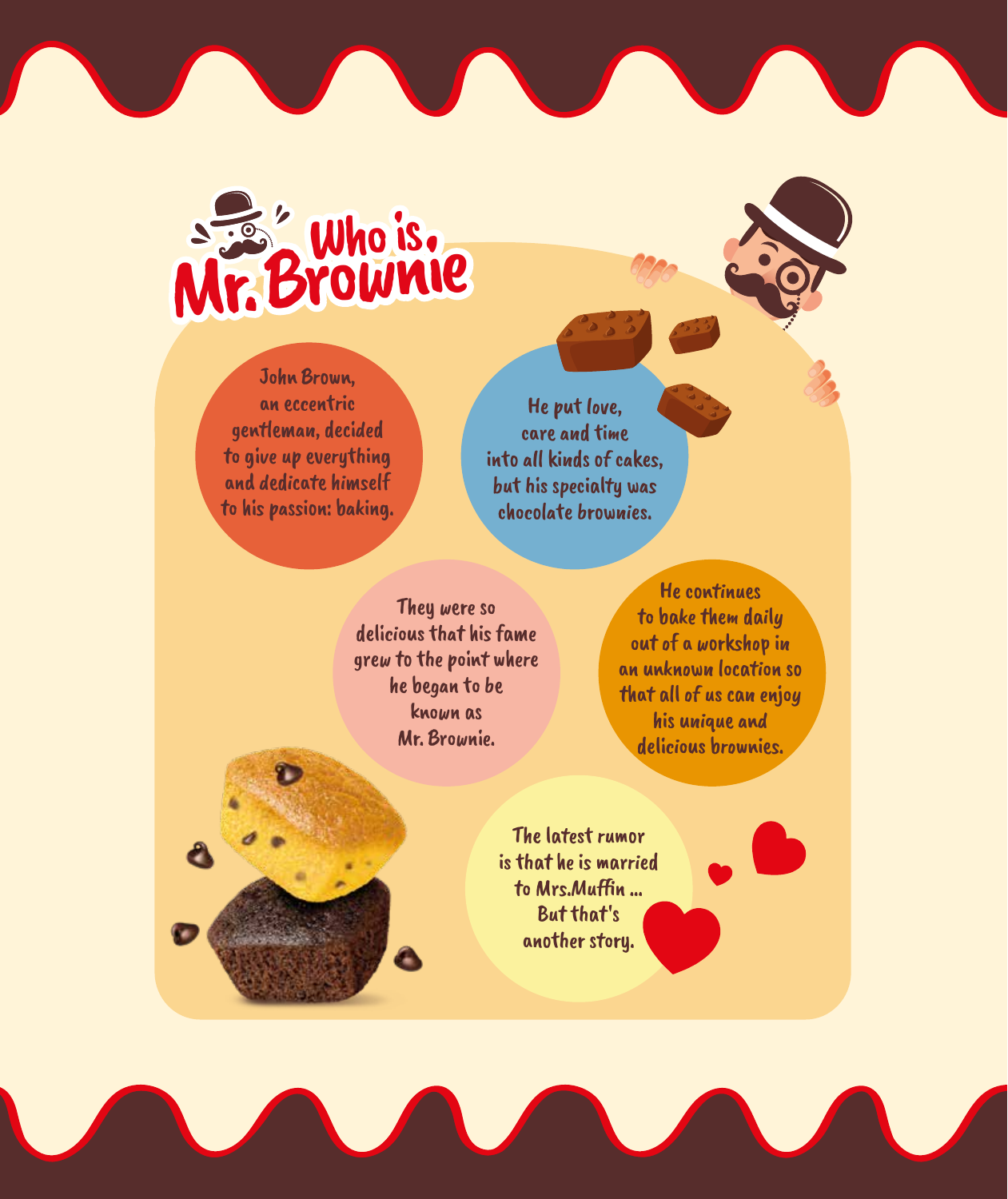# Who is Mr. Brownie

John Brown, an eccentric gentleman, decided to give up everything and dedicate himself to his passion: baking.

He put love, care and time into all kinds of cakes, but his specialty was chocolate brownies.

They were so delicious that his fame grew to the point where he began to be known as Mr. Brownie.

He continues to bake them daily out of a workshop in an unknown location so that all of us can enjoy his unique and delicious brownies.

The latest rumor is that he is married to Mrs.Muffin ... But that's another story.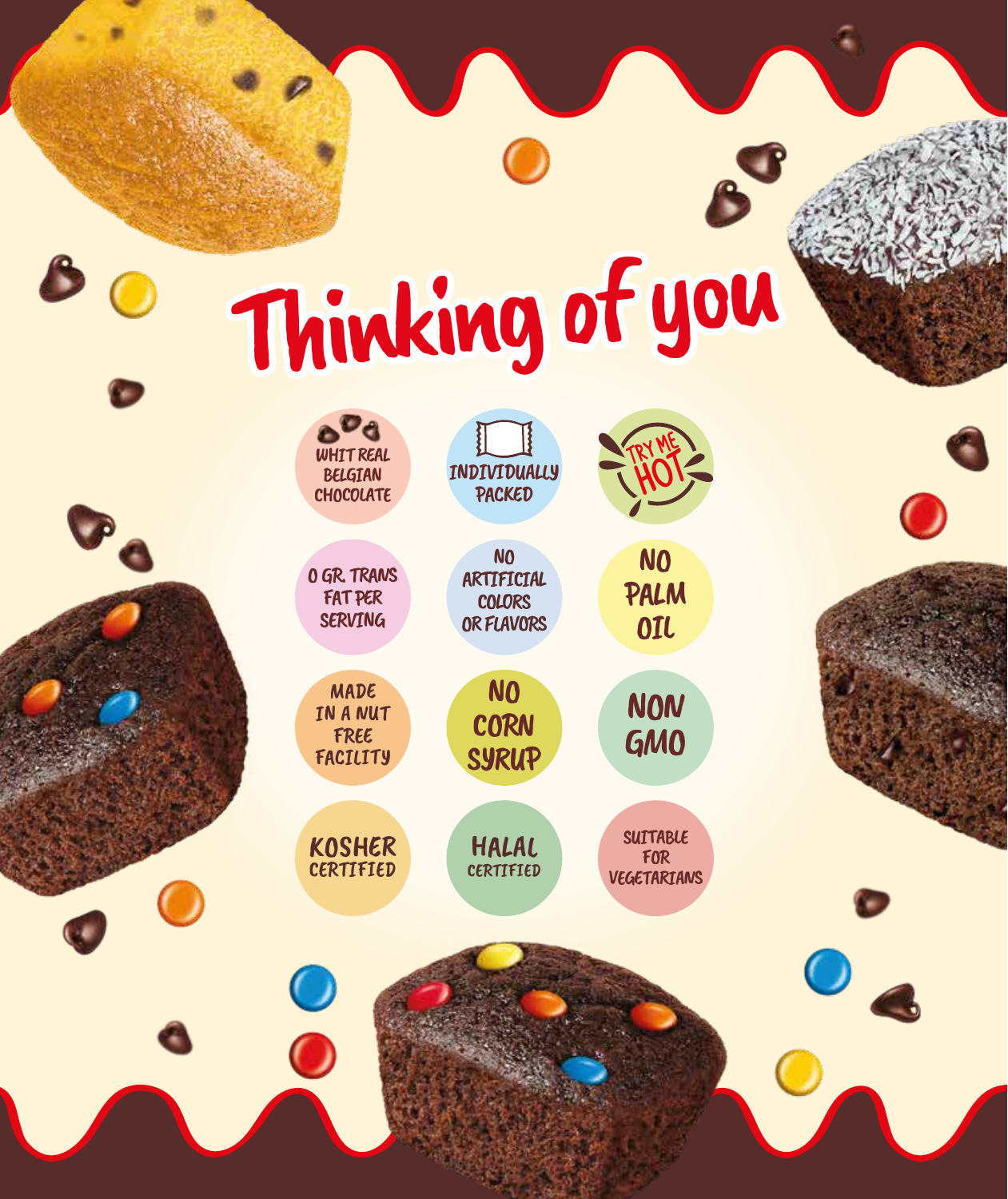# Thinking of you

- WHIT REAL BELGIAN CHOCOLATE
- INDIVIDUALLY PACKED
- TRY ME HOT
- 0 GR. TRANS FAT PER SERVING
- NO ARTIFICIAL COLORS OR FLAVORS
- NO PALM OIL
- MADE IN A NUT FREE FACILITY
- NO CORN SYRUP
- NON GMO
- KOSHER CERTIFIED
- HALAL CERTIFIED
- SUITABLE FOR VEGETARIANS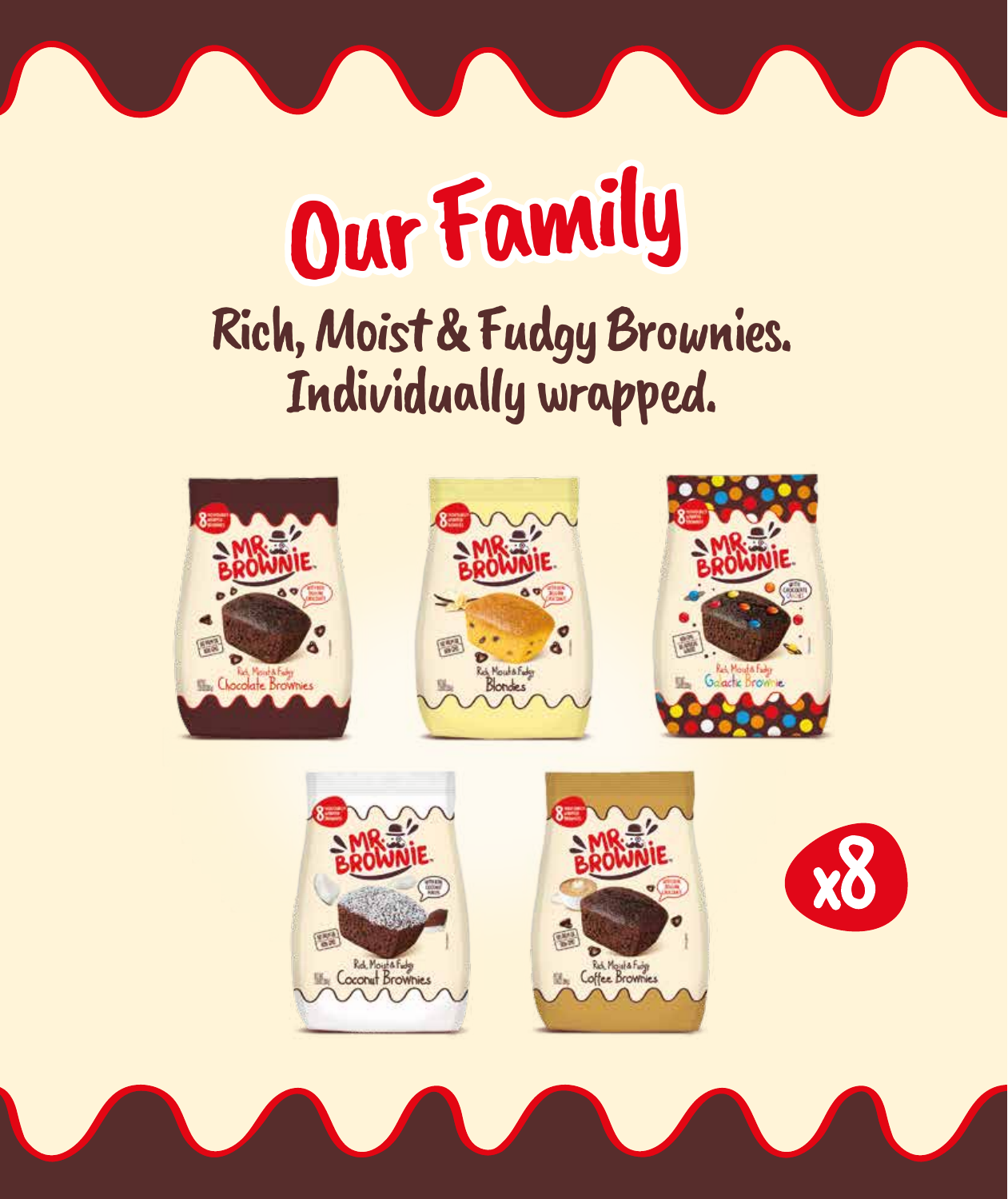# Our Family

## Rich, Moist & Fudgy Brownies. Individually wrapped.

Rich, Moist & Fudgy Chocolate Brownies

Rich, Moist & Fudgy Blondies

Rich, Moist & Fudgy Galactic Brownie

Rich, Moist & Fudgy Coconut Brownies

Rich, Moist & Fudgy Coffee Brownies

x8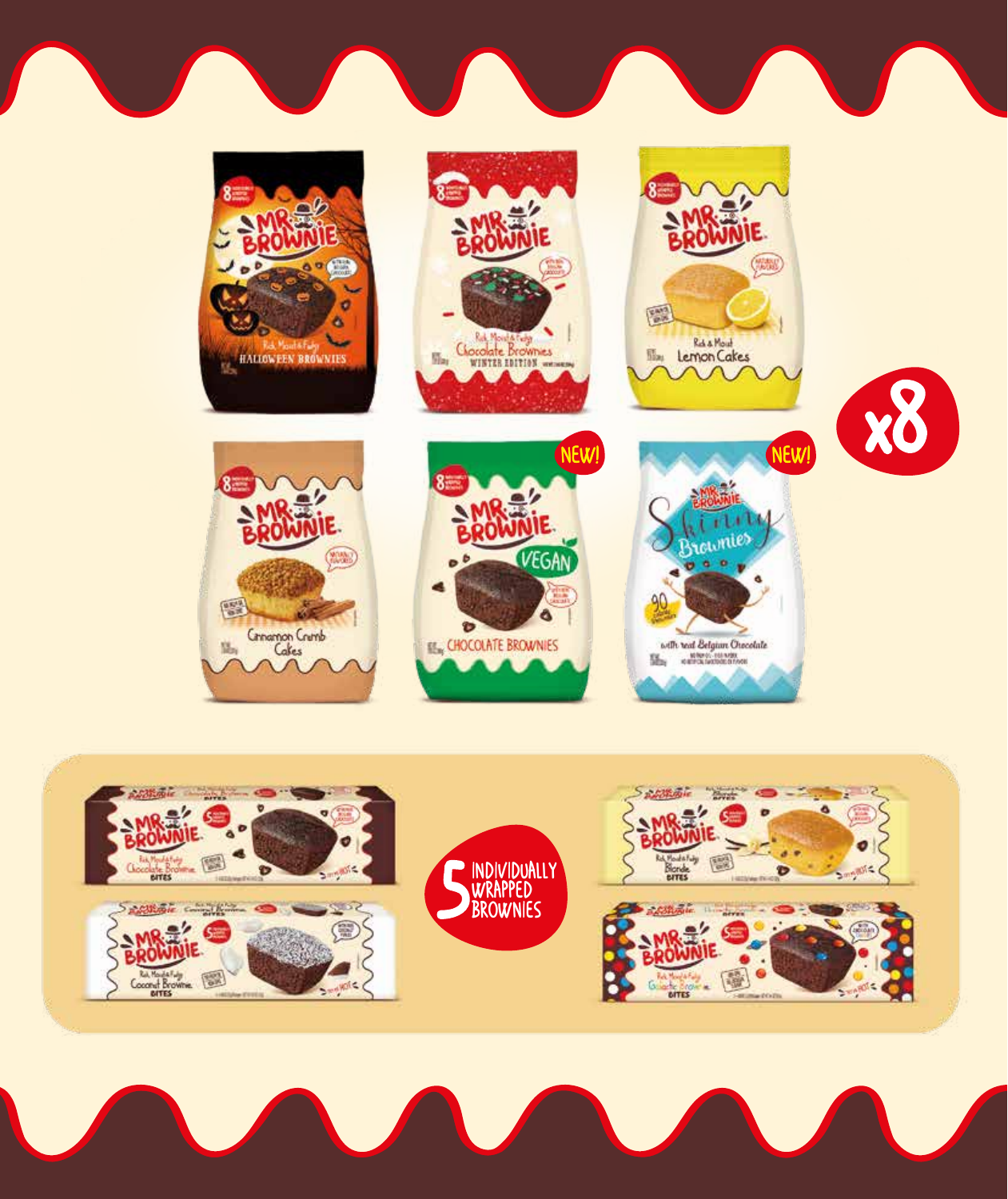x8

NEW!

NEW!

5 INDIVIDUALLY WRAPPED BROWNIES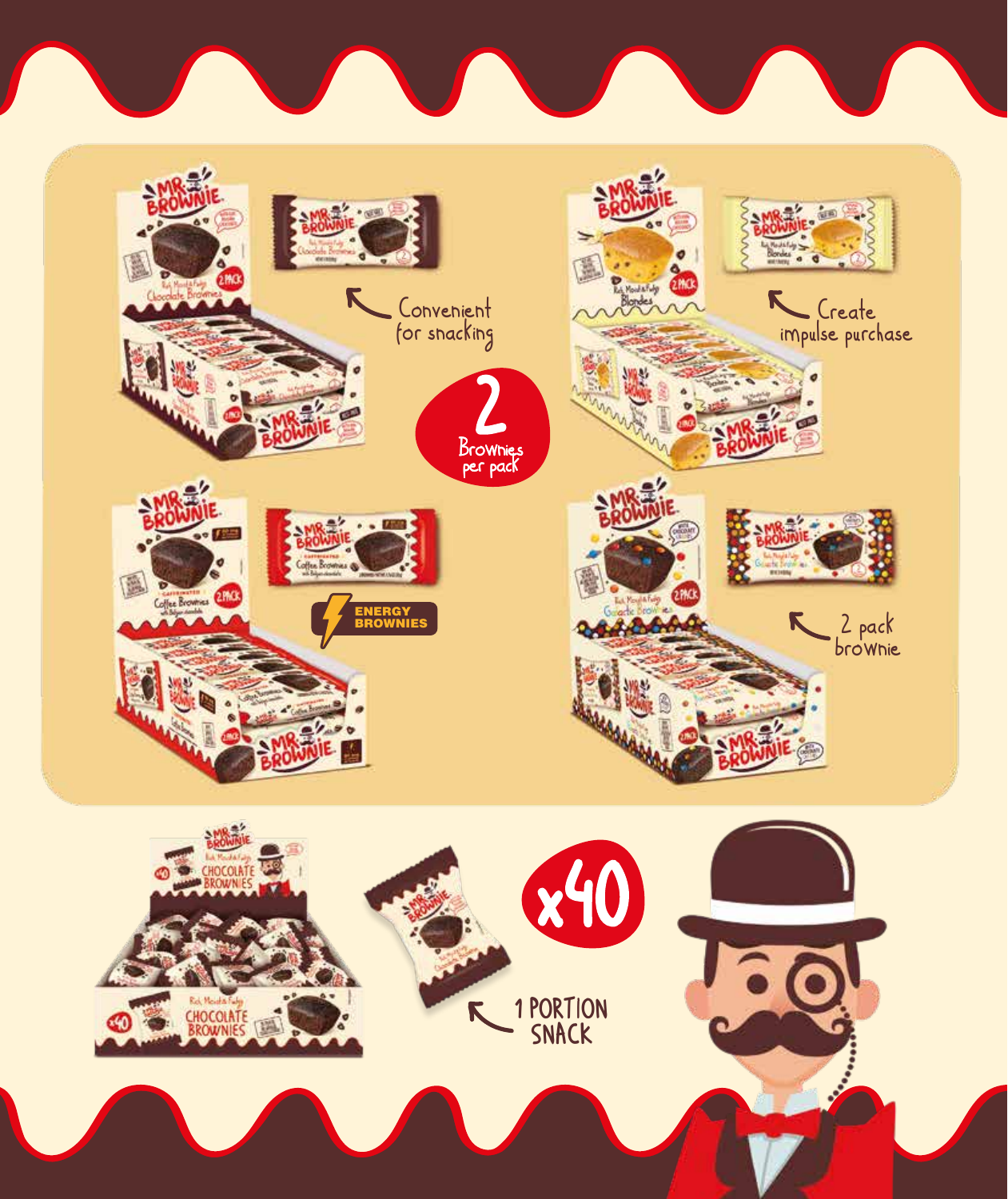Convenient for snacking

Create impulse purchase

2 Brownies per pack

ENERGY BROWNIES

2 pack brownie

x40

1 PORTION SNACK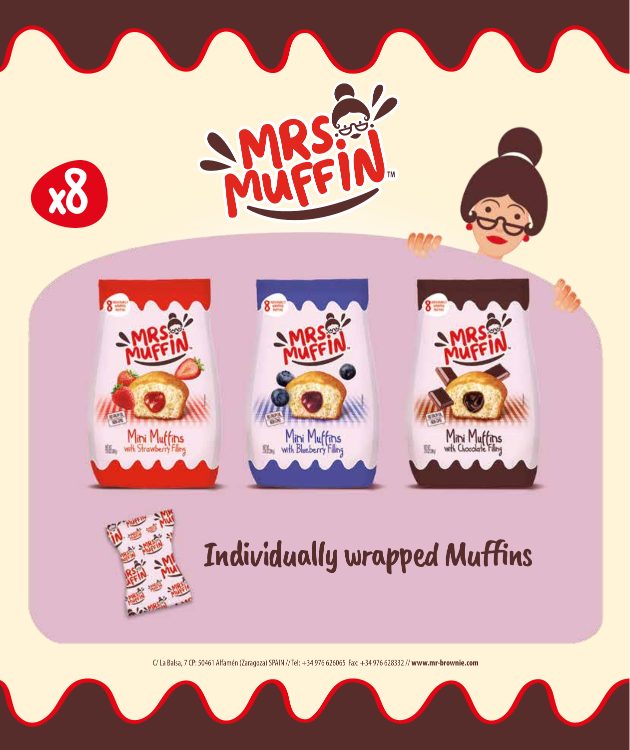x8

# MRS MUFFIN™

Mini Muffins with Strawberry Filling

Mini Muffins with Blueberry Filling

Mini Muffins with Chocolate Filling

## Individually wrapped Muffins

C/ La Balsa, 7 CP: 50461 Alfamén (Zaragoza) SPAIN // Tel: +34 976 626065 Fax: +34 976 628332 // **www.mr-brownie.com**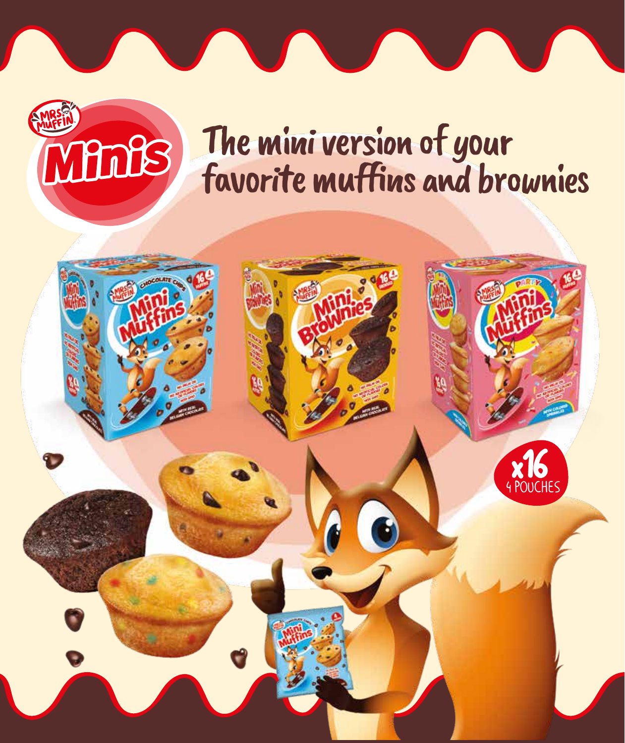# Minis

## The mini version of your favorite muffins and brownies

x16
4 POUCHES